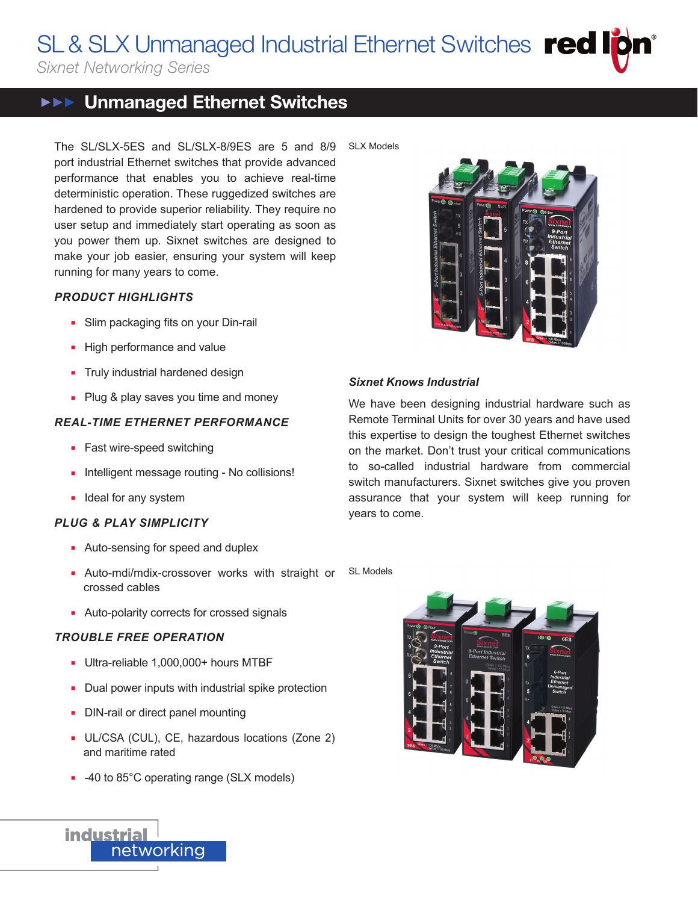# SL & SLX Unmanaged Industrial Ethernet Switches

*Sixnet Networking Series*

## Unmanaged Ethernet Switches

The SL/SLX-5ES and SL/SLX-8/9ES are 5 and 8/9 port industrial Ethernet switches that provide advanced performance that enables you to achieve real-time deterministic operation. These ruggedized switches are hardened to provide superior reliability. They require no user setup and immediately start operating as soon as you power them up. Sixnet switches are designed to make your job easier, ensuring your system will keep running for many years to come.

### *PRODUCT HIGHLIGHTS*

- Slim packaging fits on your Din-rail
- High performance and value
- Truly industrial hardened design
- Plug & play saves you time and money

### *REAL-TIME ETHERNET PERFORMANCE*

- Fast wire-speed switching
- Intelligent message routing - No collisions!
- Ideal for any system

### *PLUG & PLAY SIMPLICITY*

- Auto-sensing for speed and duplex
- Auto-mdi/mdix-crossover works with straight or crossed cables
- Auto-polarity corrects for crossed signals

### *TROUBLE FREE OPERATION*

- Ultra-reliable 1,000,000+ hours MTBF
- Dual power inputs with industrial spike protection
- DIN-rail or direct panel mounting
- UL/CSA (CUL), CE, hazardous locations (Zone 2) and maritime rated
- -40 to 85°C operating range (SLX models)

SLX Models

### *Sixnet Knows Industrial*

We have been designing industrial hardware such as Remote Terminal Units for over 30 years and have used this expertise to design the toughest Ethernet switches on the market. Don't trust your critical communications to so-called industrial hardware from commercial switch manufacturers. Sixnet switches give you proven assurance that your system will keep running for years to come.

SL Models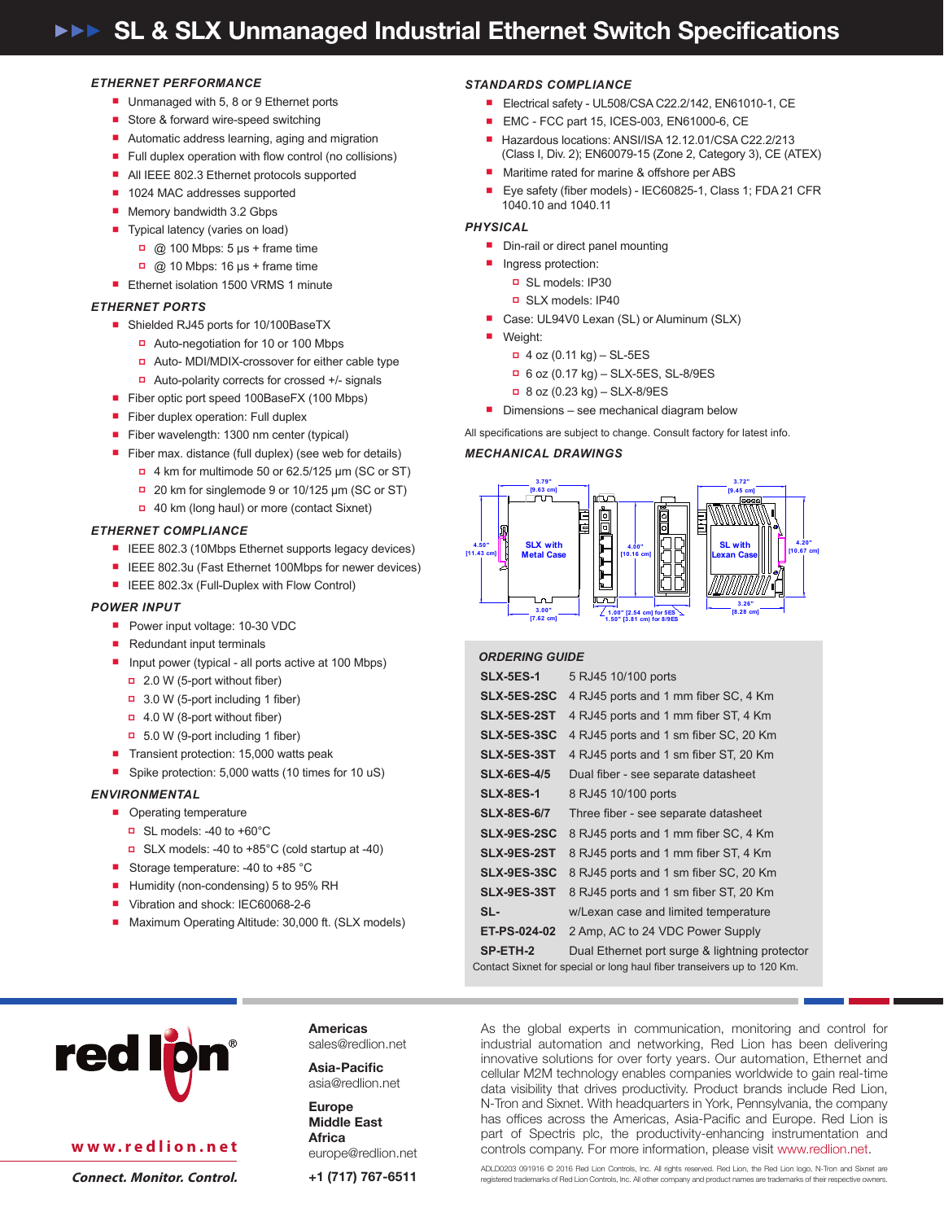# SL & SLX Unmanaged Industrial Ethernet Switch Specifications

### ETHERNET PERFORMANCE

- Unmanaged with 5, 8 or 9 Ethernet ports
- Store & forward wire-speed switching
- Automatic address learning, aging and migration
- Full duplex operation with flow control (no collisions)
- All IEEE 802.3 Ethernet protocols supported
- 1024 MAC addresses supported
- Memory bandwidth 3.2 Gbps
- Typical latency (varies on load)
  - @ 100 Mbps: 5 µs + frame time
  - @ 10 Mbps: 16 µs + frame time
- Ethernet isolation 1500 VRMS 1 minute

### ETHERNET PORTS

- Shielded RJ45 ports for 10/100BaseTX
  - Auto-negotiation for 10 or 100 Mbps
  - Auto- MDI/MDIX-crossover for either cable type
  - Auto-polarity corrects for crossed +/- signals
- Fiber optic port speed 100BaseFX (100 Mbps)
- Fiber duplex operation: Full duplex
- Fiber wavelength: 1300 nm center (typical)
- Fiber max. distance (full duplex) (see web for details)
  - 4 km for multimode 50 or 62.5/125 µm (SC or ST)
  - 20 km for singlemode 9 or 10/125 µm (SC or ST)
  - 40 km (long haul) or more (contact Sixnet)

### ETHERNET COMPLIANCE

- IEEE 802.3 (10Mbps Ethernet supports legacy devices)
- IEEE 802.3u (Fast Ethernet 100Mbps for newer devices)
- IEEE 802.3x (Full-Duplex with Flow Control)

### POWER INPUT

- Power input voltage: 10-30 VDC
- Redundant input terminals
- Input power (typical - all ports active at 100 Mbps)
  - 2.0 W (5-port without fiber)
  - 3.0 W (5-port including 1 fiber)
  - 4.0 W (8-port without fiber)
  - 5.0 W (9-port including 1 fiber)
- Transient protection: 15,000 watts peak
- Spike protection: 5,000 watts (10 times for 10 uS)

### ENVIRONMENTAL

- Operating temperature
  - SL models: -40 to +60°C
  - SLX models: -40 to +85°C (cold startup at -40)
- Storage temperature: -40 to +85 °C
- Humidity (non-condensing) 5 to 95% RH
- Vibration and shock: IEC60068-2-6
- Maximum Operating Altitude: 30,000 ft. (SLX models)

### STANDARDS COMPLIANCE

- Electrical safety - UL508/CSA C22.2/142, EN61010-1, CE
- EMC - FCC part 15, ICES-003, EN61000-6, CE
- Hazardous locations: ANSI/ISA 12.12.01/CSA C22.2/213 (Class I, Div. 2); EN60079-15 (Zone 2, Category 3), CE (ATEX)
- Maritime rated for marine & offshore per ABS
- Eye safety (fiber models) - IEC60825-1, Class 1; FDA 21 CFR 1040.10 and 1040.11

### PHYSICAL

- Din-rail or direct panel mounting
- Ingress protection:
  - SL models: IP30
  - SLX models: IP40
- Case: UL94V0 Lexan (SL) or Aluminum (SLX)
- Weight:
  - 4 oz (0.11 kg) – SL-5ES
  - 6 oz (0.17 kg) – SLX-5ES, SL-8/9ES
  - 8 oz (0.23 kg) – SLX-8/9ES
- Dimensions – see mechanical diagram below

All specifications are subject to change. Consult factory for latest info.

### MECHANICAL DRAWINGS

3.79" [9.63 cm]
4.50" [11.43 cm]
SLX with Metal Case
3.00" [7.62 cm]
4.00" [10.16 cm]
1.00" [2.54 cm] for 5ES
1.50" [3.81 cm] for 8/9ES
3.72" [9.45 cm]
SL with Lexan Case
4.20" [10.67 cm]
3.26" [8.28 cm]

### ORDERING GUIDE

| | |
|---|---|
| **SLX-5ES-1** | 5 RJ45 10/100 ports |
| **SLX-5ES-2SC** | 4 RJ45 ports and 1 mm fiber SC, 4 Km |
| **SLX-5ES-2ST** | 4 RJ45 ports and 1 mm fiber ST, 4 Km |
| **SLX-5ES-3SC** | 4 RJ45 ports and 1 sm fiber SC, 20 Km |
| **SLX-5ES-3ST** | 4 RJ45 ports and 1 sm fiber ST, 20 Km |
| **SLX-6ES-4/5** | Dual fiber - see separate datasheet |
| **SLX-8ES-1** | 8 RJ45 10/100 ports |
| **SLX-8ES-6/7** | Three fiber - see separate datasheet |
| **SLX-9ES-2SC** | 8 RJ45 ports and 1 mm fiber SC, 4 Km |
| **SLX-9ES-2ST** | 8 RJ45 ports and 1 mm fiber ST, 4 Km |
| **SLX-9ES-3SC** | 8 RJ45 ports and 1 sm fiber SC, 20 Km |
| **SLX-9ES-3ST** | 8 RJ45 ports and 1 sm fiber ST, 20 Km |
| **SL-** | w/Lexan case and limited temperature |
| **ET-PS-024-02** | 2 Amp, AC to 24 VDC Power Supply |
| **SP-ETH-2** | Dual Ethernet port surge & lightning protector |

Contact Sixnet for special or long haul fiber transeivers up to 120 Km.

red lion®

www.redlion.net

*Connect. Monitor. Control.*

**Americas**
sales@redlion.net

**Asia-Pacific**
asia@redlion.net

**Europe**
**Middle East**
**Africa**
europe@redlion.net

**+1 (717) 767-6511**

As the global experts in communication, monitoring and control for industrial automation and networking, Red Lion has been delivering innovative solutions for over forty years. Our automation, Ethernet and cellular M2M technology enables companies worldwide to gain real-time data visibility that drives productivity. Product brands include Red Lion, N-Tron and Sixnet. With headquarters in York, Pennsylvania, the company has offices across the Americas, Asia-Pacific and Europe. Red Lion is part of Spectris plc, the productivity-enhancing instrumentation and controls company. For more information, please visit www.redlion.net.

ADLD0203 091916 © 2016 Red Lion Controls, Inc. All rights reserved. Red Lion, the Red Lion logo, N-Tron and Sixnet are registered trademarks of Red Lion Controls, Inc. All other company and product names are trademarks of their respective owners.